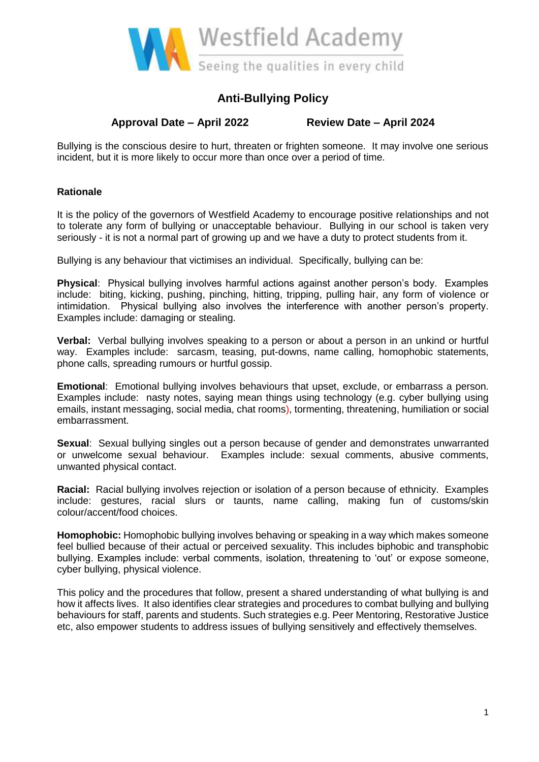Westfield Academy

Seeing the qualities in every child

# Anti-Bullying Policy

**Approval Date – April 2022** **Review Date – April 2024**

Bullying is the conscious desire to hurt, threaten or frighten someone. It may involve one serious incident, but it is more likely to occur more than once over a period of time.

**Rationale**

It is the policy of the governors of Westfield Academy to encourage positive relationships and not to tolerate any form of bullying or unacceptable behaviour. Bullying in our school is taken very seriously - it is not a normal part of growing up and we have a duty to protect students from it.

Bullying is any behaviour that victimises an individual. Specifically, bullying can be:

**Physical**: Physical bullying involves harmful actions against another person's body. Examples include: biting, kicking, pushing, pinching, hitting, tripping, pulling hair, any form of violence or intimidation. Physical bullying also involves the interference with another person's property. Examples include: damaging or stealing.

**Verbal:** Verbal bullying involves speaking to a person or about a person in an unkind or hurtful way. Examples include: sarcasm, teasing, put-downs, name calling, homophobic statements, phone calls, spreading rumours or hurtful gossip.

**Emotional**: Emotional bullying involves behaviours that upset, exclude, or embarrass a person. Examples include: nasty notes, saying mean things using technology (e.g. cyber bullying using emails, instant messaging, social media, chat rooms), tormenting, threatening, humiliation or social embarrassment.

**Sexual**: Sexual bullying singles out a person because of gender and demonstrates unwarranted or unwelcome sexual behaviour. Examples include: sexual comments, abusive comments, unwanted physical contact.

**Racial:** Racial bullying involves rejection or isolation of a person because of ethnicity. Examples include: gestures, racial slurs or taunts, name calling, making fun of customs/skin colour/accent/food choices.

**Homophobic:** Homophobic bullying involves behaving or speaking in a way which makes someone feel bullied because of their actual or perceived sexuality. This includes biphobic and transphobic bullying. Examples include: verbal comments, isolation, threatening to 'out' or expose someone, cyber bullying, physical violence.

This policy and the procedures that follow, present a shared understanding of what bullying is and how it affects lives. It also identifies clear strategies and procedures to combat bullying and bullying behaviours for staff, parents and students. Such strategies e.g. Peer Mentoring, Restorative Justice etc, also empower students to address issues of bullying sensitively and effectively themselves.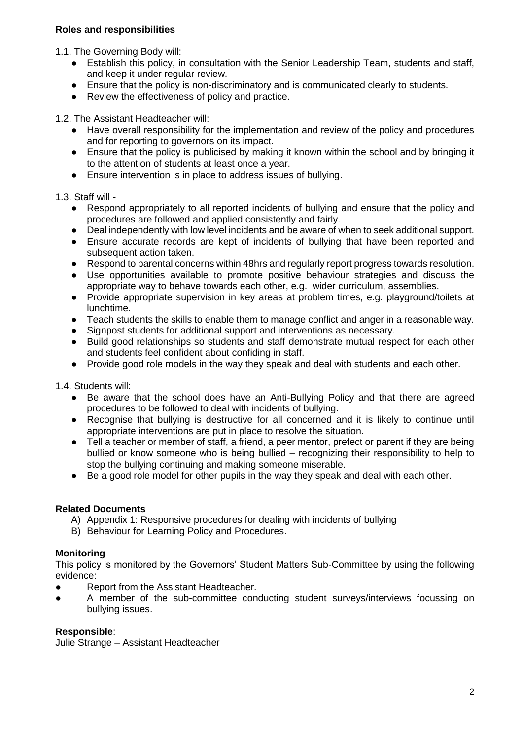**Roles and responsibilities**

1.1. The Governing Body will:

- Establish this policy, in consultation with the Senior Leadership Team, students and staff, and keep it under regular review.
- Ensure that the policy is non-discriminatory and is communicated clearly to students.
- Review the effectiveness of policy and practice.

1.2. The Assistant Headteacher will:

- Have overall responsibility for the implementation and review of the policy and procedures and for reporting to governors on its impact.
- Ensure that the policy is publicised by making it known within the school and by bringing it to the attention of students at least once a year.
- Ensure intervention is in place to address issues of bullying.

1.3. Staff will -

- Respond appropriately to all reported incidents of bullying and ensure that the policy and procedures are followed and applied consistently and fairly.
- Deal independently with low level incidents and be aware of when to seek additional support.
- Ensure accurate records are kept of incidents of bullying that have been reported and subsequent action taken.
- Respond to parental concerns within 48hrs and regularly report progress towards resolution.
- Use opportunities available to promote positive behaviour strategies and discuss the appropriate way to behave towards each other, e.g. wider curriculum, assemblies.
- Provide appropriate supervision in key areas at problem times, e.g. playground/toilets at lunchtime.
- Teach students the skills to enable them to manage conflict and anger in a reasonable way.
- Signpost students for additional support and interventions as necessary.
- Build good relationships so students and staff demonstrate mutual respect for each other and students feel confident about confiding in staff.
- Provide good role models in the way they speak and deal with students and each other.

1.4. Students will:

- Be aware that the school does have an Anti-Bullying Policy and that there are agreed procedures to be followed to deal with incidents of bullying.
- Recognise that bullying is destructive for all concerned and it is likely to continue until appropriate interventions are put in place to resolve the situation.
- Tell a teacher or member of staff, a friend, a peer mentor, prefect or parent if they are being bullied or know someone who is being bullied – recognizing their responsibility to help to stop the bullying continuing and making someone miserable.
- Be a good role model for other pupils in the way they speak and deal with each other.

**Related Documents**

A) Appendix 1: Responsive procedures for dealing with incidents of bullying
B) Behaviour for Learning Policy and Procedures.

**Monitoring**

This policy is monitored by the Governors' Student Matters Sub-Committee by using the following evidence:

- Report from the Assistant Headteacher.
- A member of the sub-committee conducting student surveys/interviews focussing on bullying issues.

**Responsible**:

Julie Strange – Assistant Headteacher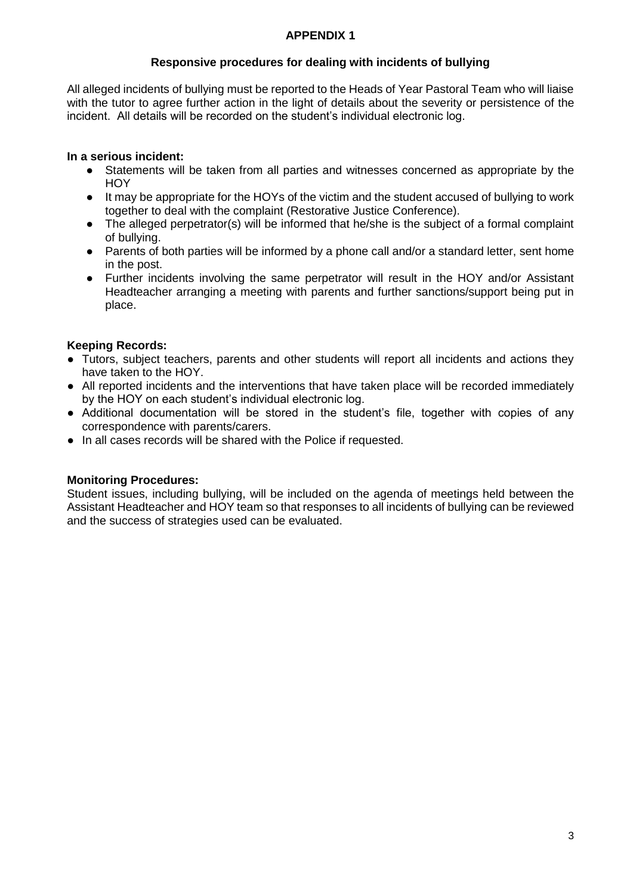# APPENDIX 1

## Responsive procedures for dealing with incidents of bullying

All alleged incidents of bullying must be reported to the Heads of Year Pastoral Team who will liaise with the tutor to agree further action in the light of details about the severity or persistence of the incident. All details will be recorded on the student's individual electronic log.

**In a serious incident:**

- Statements will be taken from all parties and witnesses concerned as appropriate by the HOY
- It may be appropriate for the HOYs of the victim and the student accused of bullying to work together to deal with the complaint (Restorative Justice Conference).
- The alleged perpetrator(s) will be informed that he/she is the subject of a formal complaint of bullying.
- Parents of both parties will be informed by a phone call and/or a standard letter, sent home in the post.
- Further incidents involving the same perpetrator will result in the HOY and/or Assistant Headteacher arranging a meeting with parents and further sanctions/support being put in place.

**Keeping Records:**

- Tutors, subject teachers, parents and other students will report all incidents and actions they have taken to the HOY.
- All reported incidents and the interventions that have taken place will be recorded immediately by the HOY on each student's individual electronic log.
- Additional documentation will be stored in the student's file, together with copies of any correspondence with parents/carers.
- In all cases records will be shared with the Police if requested.

**Monitoring Procedures:**

Student issues, including bullying, will be included on the agenda of meetings held between the Assistant Headteacher and HOY team so that responses to all incidents of bullying can be reviewed and the success of strategies used can be evaluated.